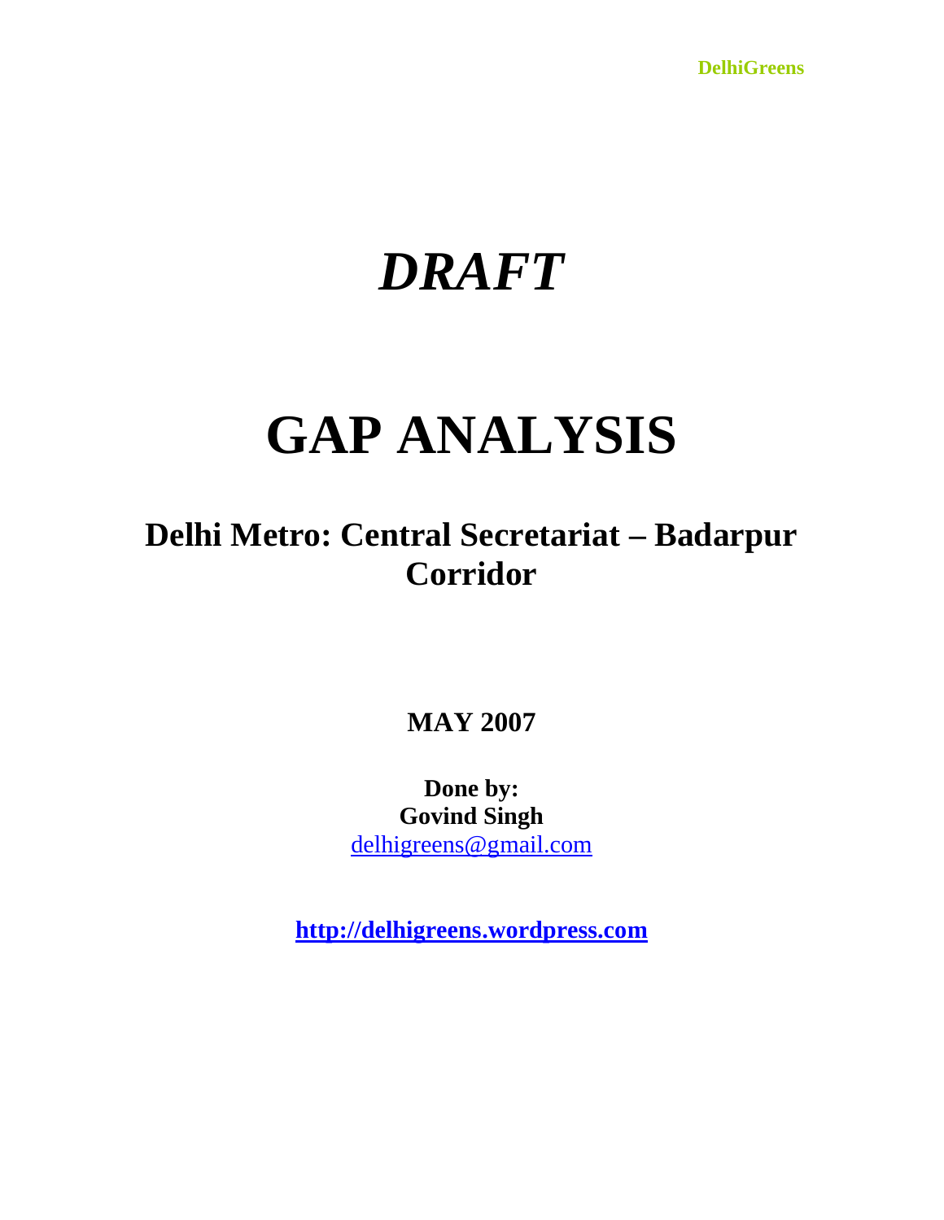DelhiGreens

# *DRAFT*

# GAP ANALYSIS

## Delhi Metro: Central Secretariat – Badarpur Corridor

**MAY 2007**

**Done by:**
**Govind Singh**
delhigreens@gmail.com

**http://delhigreens.wordpress.com**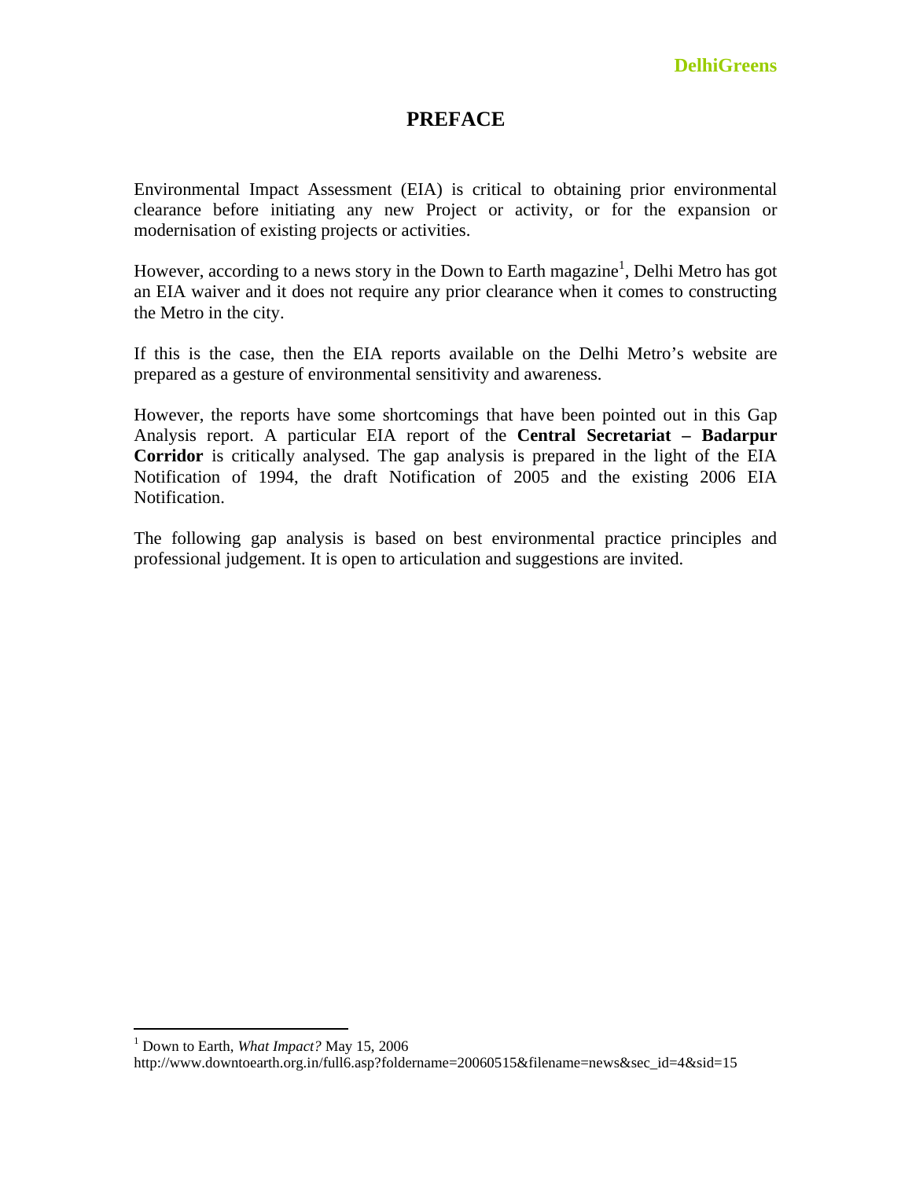# PREFACE

Environmental Impact Assessment (EIA) is critical to obtaining prior environmental clearance before initiating any new Project or activity, or for the expansion or modernisation of existing projects or activities.

However, according to a news story in the Down to Earth magazine[1], Delhi Metro has got an EIA waiver and it does not require any prior clearance when it comes to constructing the Metro in the city.

If this is the case, then the EIA reports available on the Delhi Metro's website are prepared as a gesture of environmental sensitivity and awareness.

However, the reports have some shortcomings that have been pointed out in this Gap Analysis report. A particular EIA report of the **Central Secretariat – Badarpur Corridor** is critically analysed. The gap analysis is prepared in the light of the EIA Notification of 1994, the draft Notification of 2005 and the existing 2006 EIA Notification.

The following gap analysis is based on best environmental practice principles and professional judgement. It is open to articulation and suggestions are invited.

---

[1] Down to Earth, *What Impact?* May 15, 2006
http://www.downtoearth.org.in/full6.asp?foldername=20060515&filename=news&sec_id=4&sid=15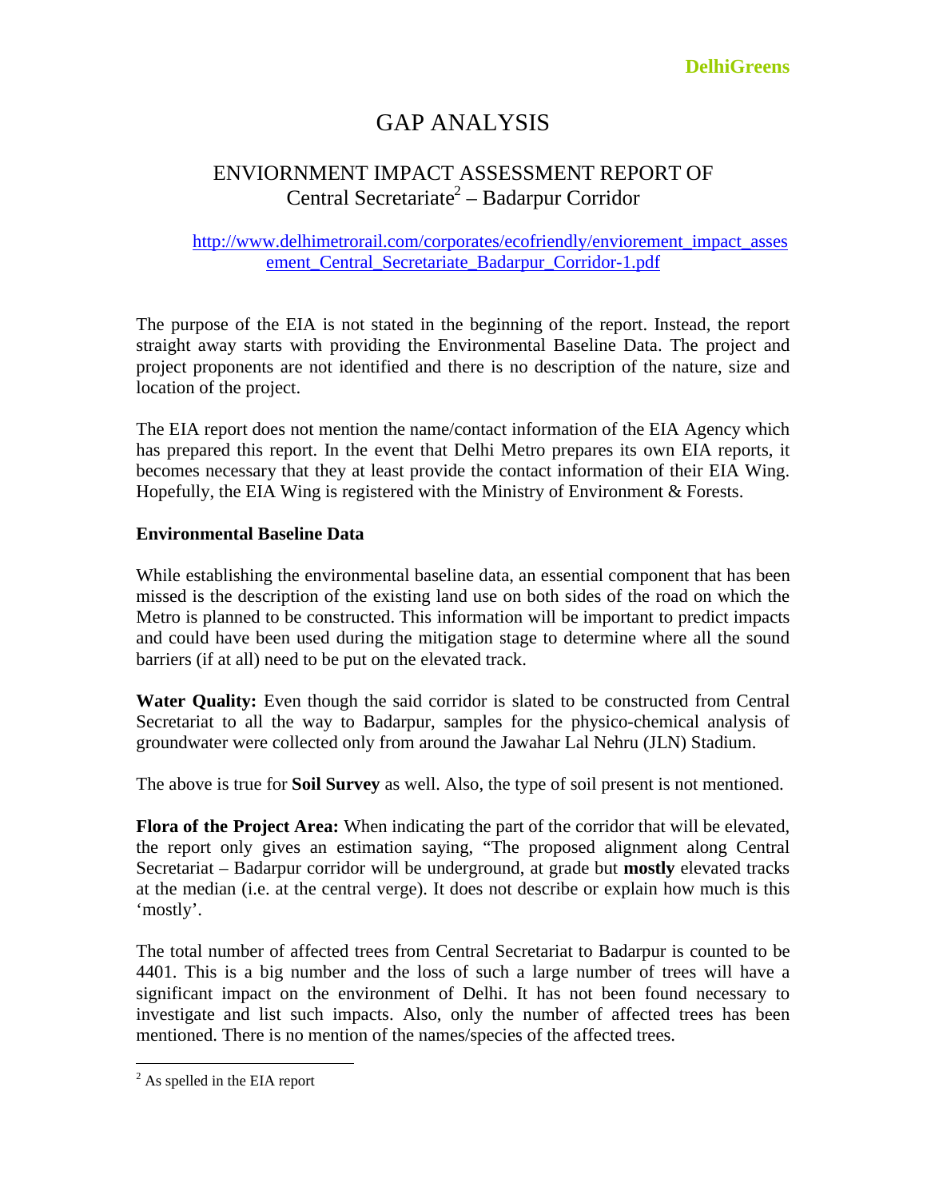# GAP ANALYSIS

## ENVIORNMENT IMPACT ASSESSMENT REPORT OF Central Secretariate[2] – Badarpur Corridor

http://www.delhimetrorail.com/corporates/ecofriendly/enviorement_impact_assesement_Central_Secretariate_Badarpur_Corridor-1.pdf

The purpose of the EIA is not stated in the beginning of the report. Instead, the report straight away starts with providing the Environmental Baseline Data. The project and project proponents are not identified and there is no description of the nature, size and location of the project.

The EIA report does not mention the name/contact information of the EIA Agency which has prepared this report. In the event that Delhi Metro prepares its own EIA reports, it becomes necessary that they at least provide the contact information of their EIA Wing. Hopefully, the EIA Wing is registered with the Ministry of Environment & Forests.

**Environmental Baseline Data**

While establishing the environmental baseline data, an essential component that has been missed is the description of the existing land use on both sides of the road on which the Metro is planned to be constructed. This information will be important to predict impacts and could have been used during the mitigation stage to determine where all the sound barriers (if at all) need to be put on the elevated track.

**Water Quality:** Even though the said corridor is slated to be constructed from Central Secretariat to all the way to Badarpur, samples for the physico-chemical analysis of groundwater were collected only from around the Jawahar Lal Nehru (JLN) Stadium.

The above is true for **Soil Survey** as well. Also, the type of soil present is not mentioned.

**Flora of the Project Area:** When indicating the part of the corridor that will be elevated, the report only gives an estimation saying, "The proposed alignment along Central Secretariat – Badarpur corridor will be underground, at grade but **mostly** elevated tracks at the median (i.e. at the central verge). It does not describe or explain how much is this 'mostly'.

The total number of affected trees from Central Secretariat to Badarpur is counted to be 4401. This is a big number and the loss of such a large number of trees will have a significant impact on the environment of Delhi. It has not been found necessary to investigate and list such impacts. Also, only the number of affected trees has been mentioned. There is no mention of the names/species of the affected trees.

---

[2] As spelled in the EIA report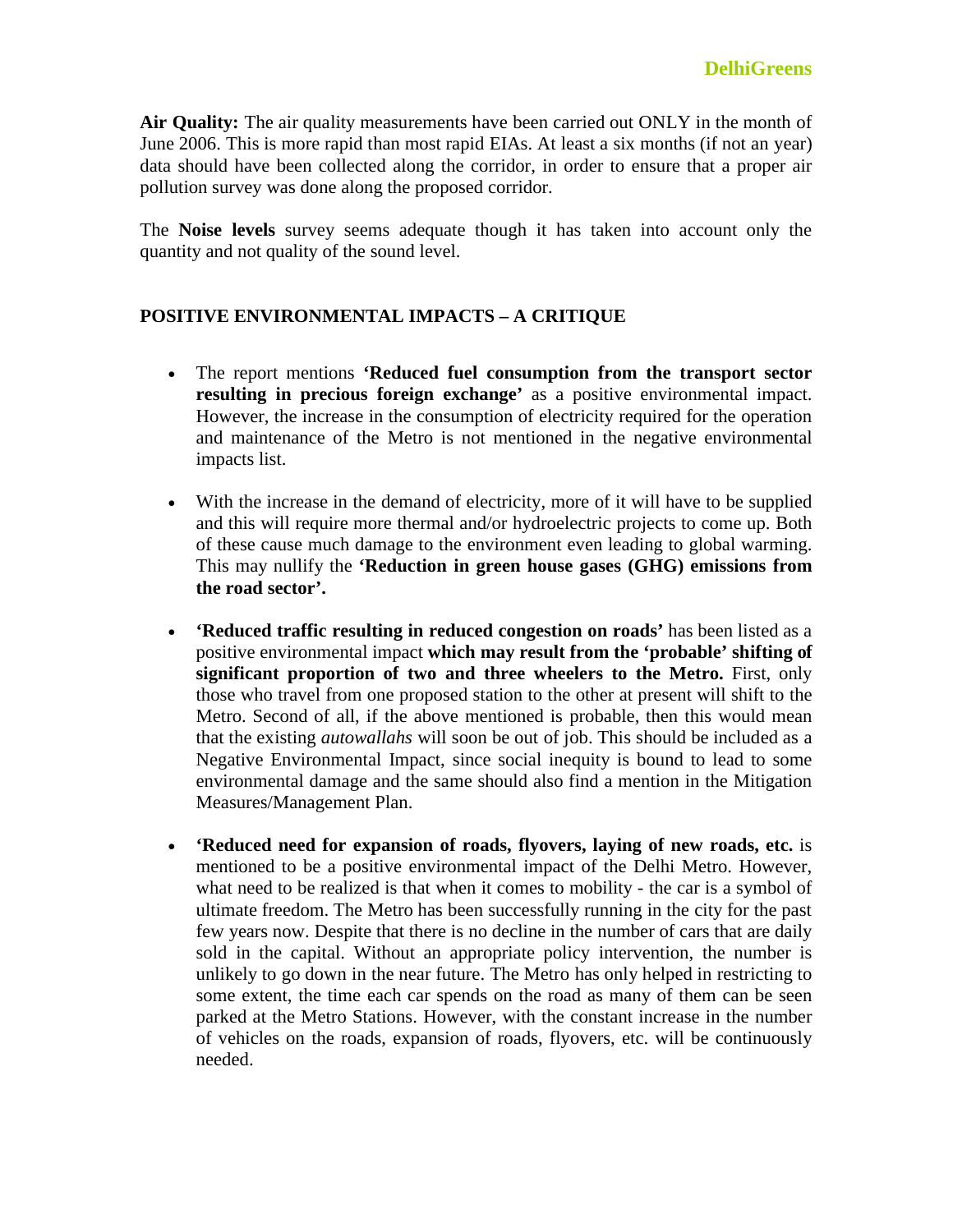**Air Quality:** The air quality measurements have been carried out ONLY in the month of June 2006. This is more rapid than most rapid EIAs. At least a six months (if not an year) data should have been collected along the corridor, in order to ensure that a proper air pollution survey was done along the proposed corridor.

The **Noise levels** survey seems adequate though it has taken into account only the quantity and not quality of the sound level.

## POSITIVE ENVIRONMENTAL IMPACTS – A CRITIQUE

- The report mentions **'Reduced fuel consumption from the transport sector resulting in precious foreign exchange'** as a positive environmental impact. However, the increase in the consumption of electricity required for the operation and maintenance of the Metro is not mentioned in the negative environmental impacts list.

- With the increase in the demand of electricity, more of it will have to be supplied and this will require more thermal and/or hydroelectric projects to come up. Both of these cause much damage to the environment even leading to global warming. This may nullify the **'Reduction in green house gases (GHG) emissions from the road sector'.**

- **'Reduced traffic resulting in reduced congestion on roads'** has been listed as a positive environmental impact **which may result from the 'probable' shifting of significant proportion of two and three wheelers to the Metro.** First, only those who travel from one proposed station to the other at present will shift to the Metro. Second of all, if the above mentioned is probable, then this would mean that the existing *autowallahs* will soon be out of job. This should be included as a Negative Environmental Impact, since social inequity is bound to lead to some environmental damage and the same should also find a mention in the Mitigation Measures/Management Plan.

- **'Reduced need for expansion of roads, flyovers, laying of new roads, etc.** is mentioned to be a positive environmental impact of the Delhi Metro. However, what need to be realized is that when it comes to mobility - the car is a symbol of ultimate freedom. The Metro has been successfully running in the city for the past few years now. Despite that there is no decline in the number of cars that are daily sold in the capital. Without an appropriate policy intervention, the number is unlikely to go down in the near future. The Metro has only helped in restricting to some extent, the time each car spends on the road as many of them can be seen parked at the Metro Stations. However, with the constant increase in the number of vehicles on the roads, expansion of roads, flyovers, etc. will be continuously needed.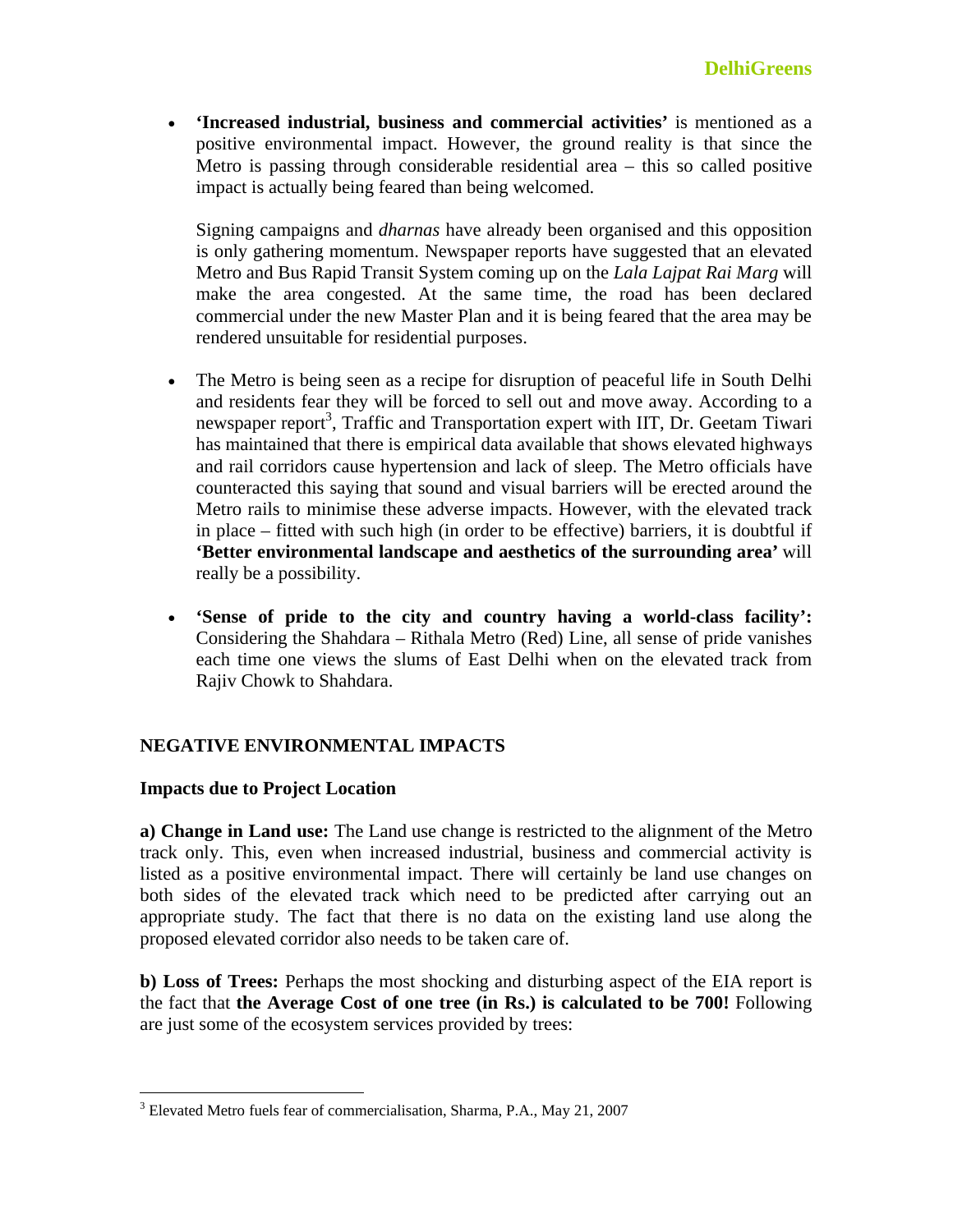- **'Increased industrial, business and commercial activities'** is mentioned as a positive environmental impact. However, the ground reality is that since the Metro is passing through considerable residential area – this so called positive impact is actually being feared than being welcomed.

  Signing campaigns and *dharnas* have already been organised and this opposition is only gathering momentum. Newspaper reports have suggested that an elevated Metro and Bus Rapid Transit System coming up on the *Lala Lajpat Rai Marg* will make the area congested. At the same time, the road has been declared commercial under the new Master Plan and it is being feared that the area may be rendered unsuitable for residential purposes.

- The Metro is being seen as a recipe for disruption of peaceful life in South Delhi and residents fear they will be forced to sell out and move away. According to a newspaper report[3], Traffic and Transportation expert with IIT, Dr. Geetam Tiwari has maintained that there is empirical data available that shows elevated highways and rail corridors cause hypertension and lack of sleep. The Metro officials have counteracted this saying that sound and visual barriers will be erected around the Metro rails to minimise these adverse impacts. However, with the elevated track in place – fitted with such high (in order to be effective) barriers, it is doubtful if **'Better environmental landscape and aesthetics of the surrounding area'** will really be a possibility.

- **'Sense of pride to the city and country having a world-class facility':** Considering the Shahdara – Rithala Metro (Red) Line, all sense of pride vanishes each time one views the slums of East Delhi when on the elevated track from Rajiv Chowk to Shahdara.

## NEGATIVE ENVIRONMENTAL IMPACTS

### Impacts due to Project Location

**a) Change in Land use:** The Land use change is restricted to the alignment of the Metro track only. This, even when increased industrial, business and commercial activity is listed as a positive environmental impact. There will certainly be land use changes on both sides of the elevated track which need to be predicted after carrying out an appropriate study. The fact that there is no data on the existing land use along the proposed elevated corridor also needs to be taken care of.

**b) Loss of Trees:** Perhaps the most shocking and disturbing aspect of the EIA report is the fact that **the Average Cost of one tree (in Rs.) is calculated to be 700!** Following are just some of the ecosystem services provided by trees:

---

[3] Elevated Metro fuels fear of commercialisation, Sharma, P.A., May 21, 2007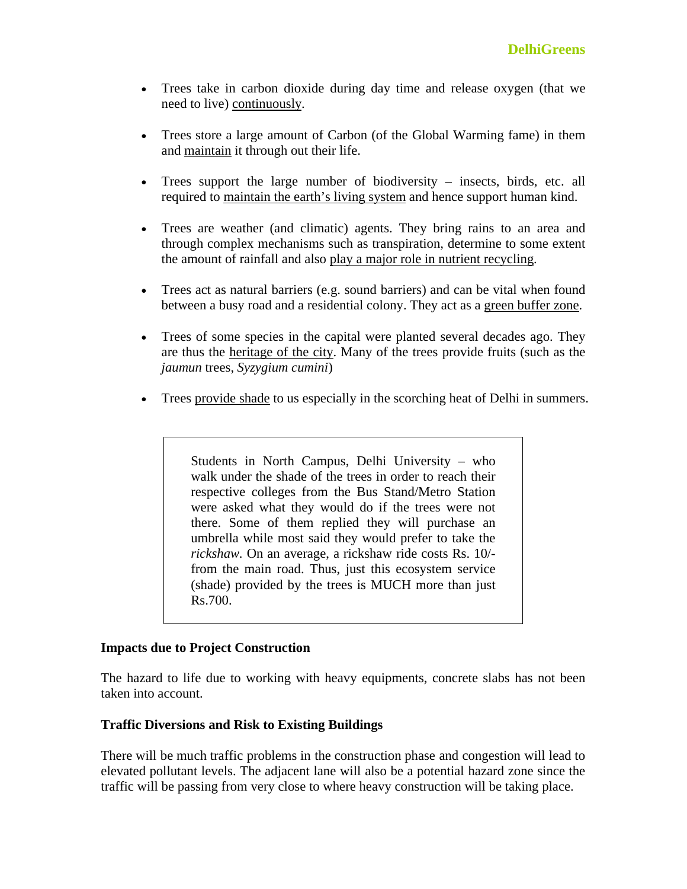- Trees take in carbon dioxide during day time and release oxygen (that we need to live) <u>continuously</u>.

- Trees store a large amount of Carbon (of the Global Warming fame) in them and <u>maintain</u> it through out their life.

- Trees support the large number of biodiversity – insects, birds, etc. all required to <u>maintain the earth's living system</u> and hence support human kind.

- Trees are weather (and climatic) agents. They bring rains to an area and through complex mechanisms such as transpiration, determine to some extent the amount of rainfall and also <u>play a major role in nutrient recycling</u>.

- Trees act as natural barriers (e.g. sound barriers) and can be vital when found between a busy road and a residential colony. They act as a <u>green buffer zone</u>.

- Trees of some species in the capital were planted several decades ago. They are thus the <u>heritage of the city</u>. Many of the trees provide fruits (such as the *jaumun* trees, *Syzygium cumini*)

- Trees <u>provide shade</u> to us especially in the scorching heat of Delhi in summers.

> Students in North Campus, Delhi University – who walk under the shade of the trees in order to reach their respective colleges from the Bus Stand/Metro Station were asked what they would do if the trees were not there. Some of them replied they will purchase an umbrella while most said they would prefer to take the *rickshaw*. On an average, a rickshaw ride costs Rs. 10/- from the main road. Thus, just this ecosystem service (shade) provided by the trees is MUCH more than just Rs.700.

**Impacts due to Project Construction**

The hazard to life due to working with heavy equipments, concrete slabs has not been taken into account.

**Traffic Diversions and Risk to Existing Buildings**

There will be much traffic problems in the construction phase and congestion will lead to elevated pollutant levels. The adjacent lane will also be a potential hazard zone since the traffic will be passing from very close to where heavy construction will be taking place.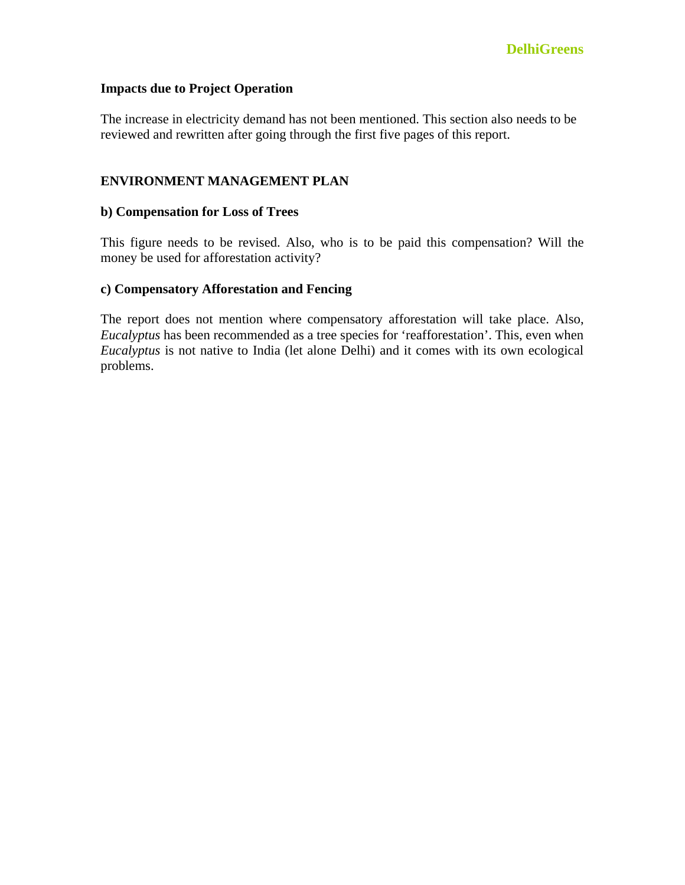**Impacts due to Project Operation**

The increase in electricity demand has not been mentioned. This section also needs to be reviewed and rewritten after going through the first five pages of this report.

**ENVIRONMENT MANAGEMENT PLAN**

**b) Compensation for Loss of Trees**

This figure needs to be revised. Also, who is to be paid this compensation? Will the money be used for afforestation activity?

**c) Compensatory Afforestation and Fencing**

The report does not mention where compensatory afforestation will take place. Also, *Eucalyptus* has been recommended as a tree species for 'reafforestation'. This, even when *Eucalyptus* is not native to India (let alone Delhi) and it comes with its own ecological problems.